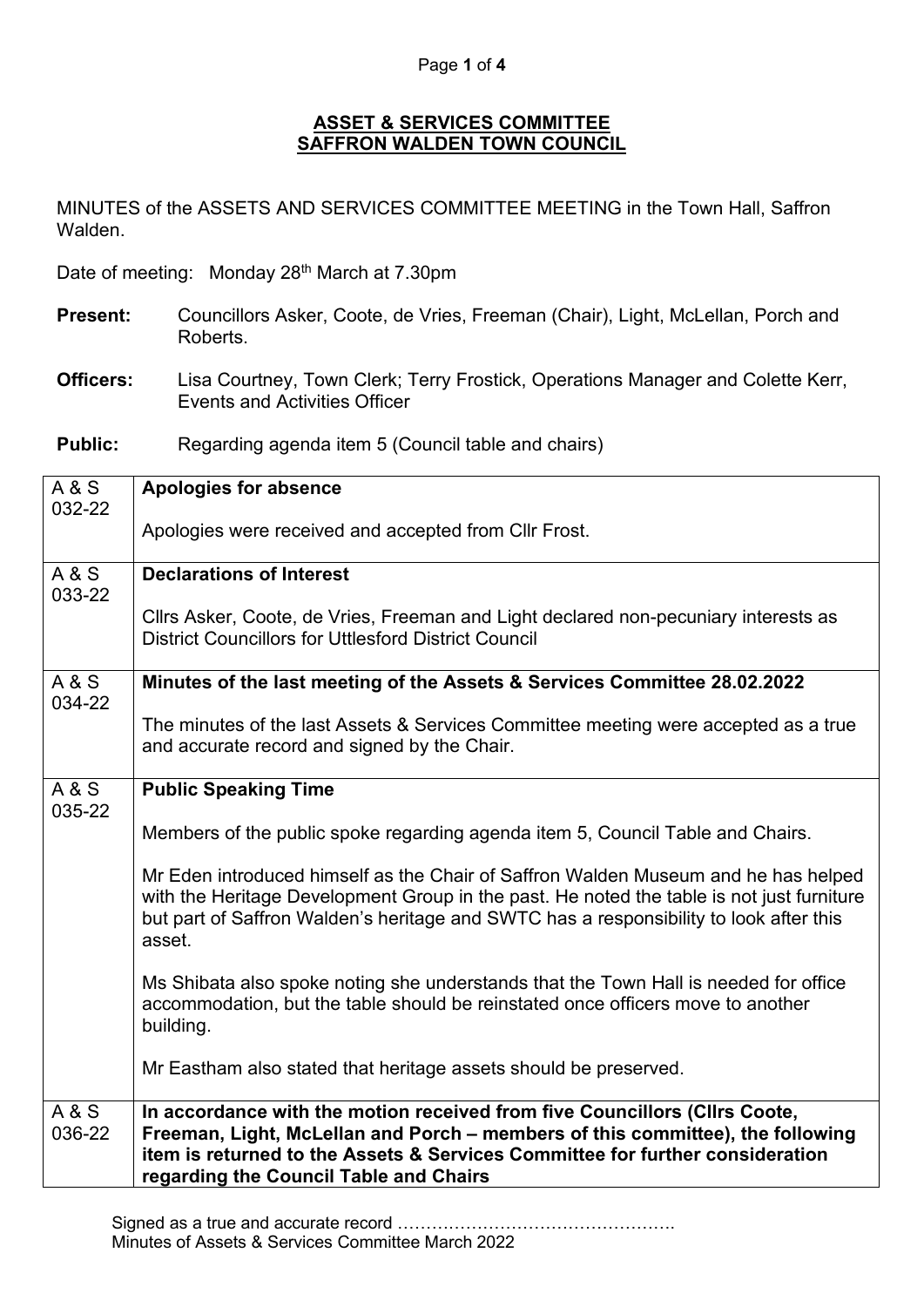# ASSET & SERVICES COMMITTEE
## SAFFRON WALDEN TOWN COUNCIL

MINUTES of the ASSETS AND SERVICES COMMITTEE MEETING in the Town Hall, Saffron Walden.

Date of meeting: Monday 28th March at 7.30pm

**Present:** Councillors Asker, Coote, de Vries, Freeman (Chair), Light, McLellan, Porch and Roberts.

**Officers:** Lisa Courtney, Town Clerk; Terry Frostick, Operations Manager and Colette Kerr, Events and Activities Officer

**Public:** Regarding agenda item 5 (Council table and chairs)

| | |
|---|---|
| A & S 032-22 | **Apologies for absence**<br><br>Apologies were received and accepted from Cllr Frost. |
| A & S 033-22 | **Declarations of Interest**<br><br>Cllrs Asker, Coote, de Vries, Freeman and Light declared non-pecuniary interests as District Councillors for Uttlesford District Council |
| A & S 034-22 | **Minutes of the last meeting of the Assets & Services Committee 28.02.2022**<br><br>The minutes of the last Assets & Services Committee meeting were accepted as a true and accurate record and signed by the Chair. |
| A & S 035-22 | **Public Speaking Time**<br><br>Members of the public spoke regarding agenda item 5, Council Table and Chairs.<br><br>Mr Eden introduced himself as the Chair of Saffron Walden Museum and he has helped with the Heritage Development Group in the past. He noted the table is not just furniture but part of Saffron Walden's heritage and SWTC has a responsibility to look after this asset.<br><br>Ms Shibata also spoke noting she understands that the Town Hall is needed for office accommodation, but the table should be reinstated once officers move to another building.<br><br>Mr Eastham also stated that heritage assets should be preserved. |
| A & S 036-22 | **In accordance with the motion received from five Councillors (Cllrs Coote, Freeman, Light, McLellan and Porch – members of this committee), the following item is returned to the Assets & Services Committee for further consideration regarding the Council Table and Chairs** |

Signed as a true and accurate record ……………………………………………
Minutes of Assets & Services Committee March 2022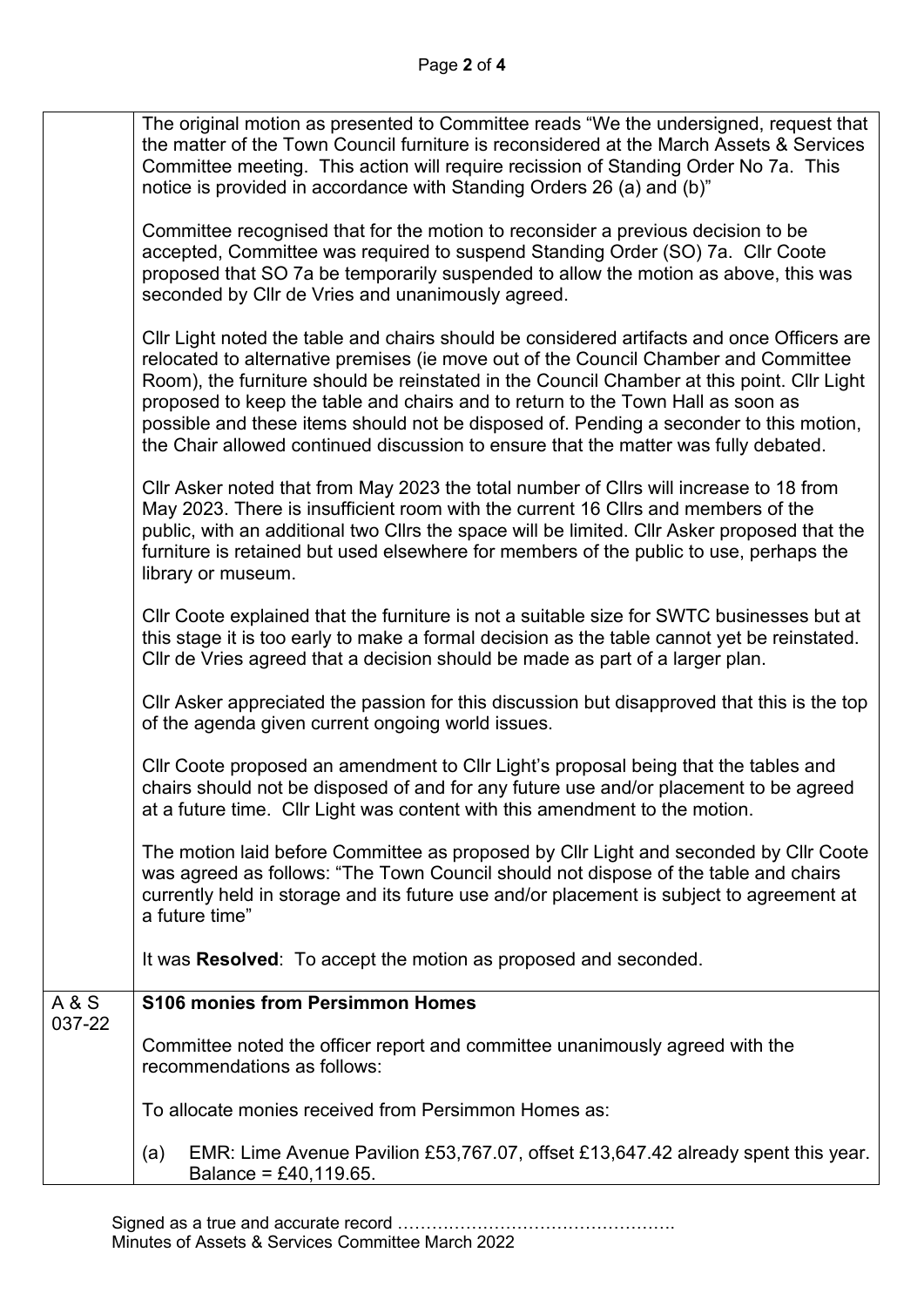| | |
|---|---|
| | The original motion as presented to Committee reads "We the undersigned, request that the matter of the Town Council furniture is reconsidered at the March Assets & Services Committee meeting. This action will require recission of Standing Order No 7a. This notice is provided in accordance with Standing Orders 26 (a) and (b)"<br><br>Committee recognised that for the motion to reconsider a previous decision to be accepted, Committee was required to suspend Standing Order (SO) 7a. Cllr Coote proposed that SO 7a be temporarily suspended to allow the motion as above, this was seconded by Cllr de Vries and unanimously agreed.<br><br>Cllr Light noted the table and chairs should be considered artifacts and once Officers are relocated to alternative premises (ie move out of the Council Chamber and Committee Room), the furniture should be reinstated in the Council Chamber at this point. Cllr Light proposed to keep the table and chairs and to return to the Town Hall as soon as possible and these items should not be disposed of. Pending a seconder to this motion, the Chair allowed continued discussion to ensure that the matter was fully debated.<br><br>Cllr Asker noted that from May 2023 the total number of Cllrs will increase to 18 from May 2023. There is insufficient room with the current 16 Cllrs and members of the public, with an additional two Cllrs the space will be limited. Cllr Asker proposed that the furniture is retained but used elsewhere for members of the public to use, perhaps the library or museum.<br><br>Cllr Coote explained that the furniture is not a suitable size for SWTC businesses but at this stage it is too early to make a formal decision as the table cannot yet be reinstated. Cllr de Vries agreed that a decision should be made as part of a larger plan.<br><br>Cllr Asker appreciated the passion for this discussion but disapproved that this is the top of the agenda given current ongoing world issues.<br><br>Cllr Coote proposed an amendment to Cllr Light's proposal being that the tables and chairs should not be disposed of and for any future use and/or placement to be agreed at a future time. Cllr Light was content with this amendment to the motion.<br><br>The motion laid before Committee as proposed by Cllr Light and seconded by Cllr Coote was agreed as follows: "The Town Council should not dispose of the table and chairs currently held in storage and its future use and/or placement is subject to agreement at a future time"<br><br>It was **Resolved**: To accept the motion as proposed and seconded. |
| A & S 037-22 | **S106 monies from Persimmon Homes**<br><br>Committee noted the officer report and committee unanimously agreed with the recommendations as follows:<br><br>To allocate monies received from Persimmon Homes as:<br><br>(a) EMR: Lime Avenue Pavilion £53,767.07, offset £13,647.42 already spent this year. Balance = £40,119.65. |

Signed as a true and accurate record ……………………………………….
Minutes of Assets & Services Committee March 2022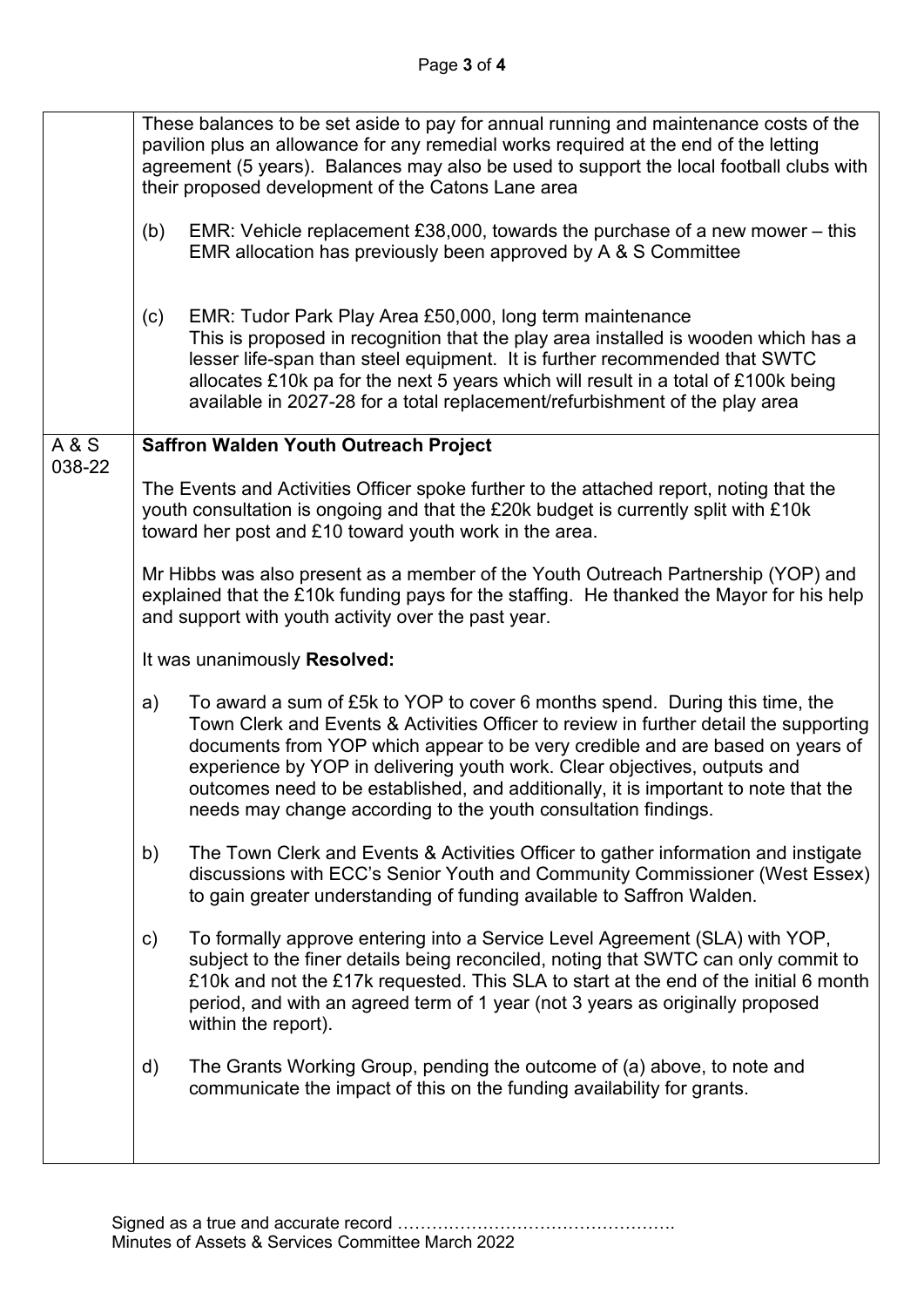| | |
|---|---|
| | These balances to be set aside to pay for annual running and maintenance costs of the pavilion plus an allowance for any remedial works required at the end of the letting agreement (5 years). Balances may also be used to support the local football clubs with their proposed development of the Catons Lane area<br><br>(b) EMR: Vehicle replacement £38,000, towards the purchase of a new mower – this EMR allocation has previously been approved by A & S Committee<br><br>(c) EMR: Tudor Park Play Area £50,000, long term maintenance<br>This is proposed in recognition that the play area installed is wooden which has a lesser life-span than steel equipment. It is further recommended that SWTC allocates £10k pa for the next 5 years which will result in a total of £100k being available in 2027-28 for a total replacement/refurbishment of the play area |
| A & S 038-22 | **Saffron Walden Youth Outreach Project**<br><br>The Events and Activities Officer spoke further to the attached report, noting that the youth consultation is ongoing and that the £20k budget is currently split with £10k toward her post and £10 toward youth work in the area.<br><br>Mr Hibbs was also present as a member of the Youth Outreach Partnership (YOP) and explained that the £10k funding pays for the staffing. He thanked the Mayor for his help and support with youth activity over the past year.<br><br>It was unanimously **Resolved:**<br><br>a) To award a sum of £5k to YOP to cover 6 months spend. During this time, the Town Clerk and Events & Activities Officer to review in further detail the supporting documents from YOP which appear to be very credible and are based on years of experience by YOP in delivering youth work. Clear objectives, outputs and outcomes need to be established, and additionally, it is important to note that the needs may change according to the youth consultation findings.<br><br>b) The Town Clerk and Events & Activities Officer to gather information and instigate discussions with ECC's Senior Youth and Community Commissioner (West Essex) to gain greater understanding of funding available to Saffron Walden.<br><br>c) To formally approve entering into a Service Level Agreement (SLA) with YOP, subject to the finer details being reconciled, noting that SWTC can only commit to £10k and not the £17k requested. This SLA to start at the end of the initial 6 month period, and with an agreed term of 1 year (not 3 years as originally proposed within the report).<br><br>d) The Grants Working Group, pending the outcome of (a) above, to note and communicate the impact of this on the funding availability for grants. |

Signed as a true and accurate record ………………………………………….
Minutes of Assets & Services Committee March 2022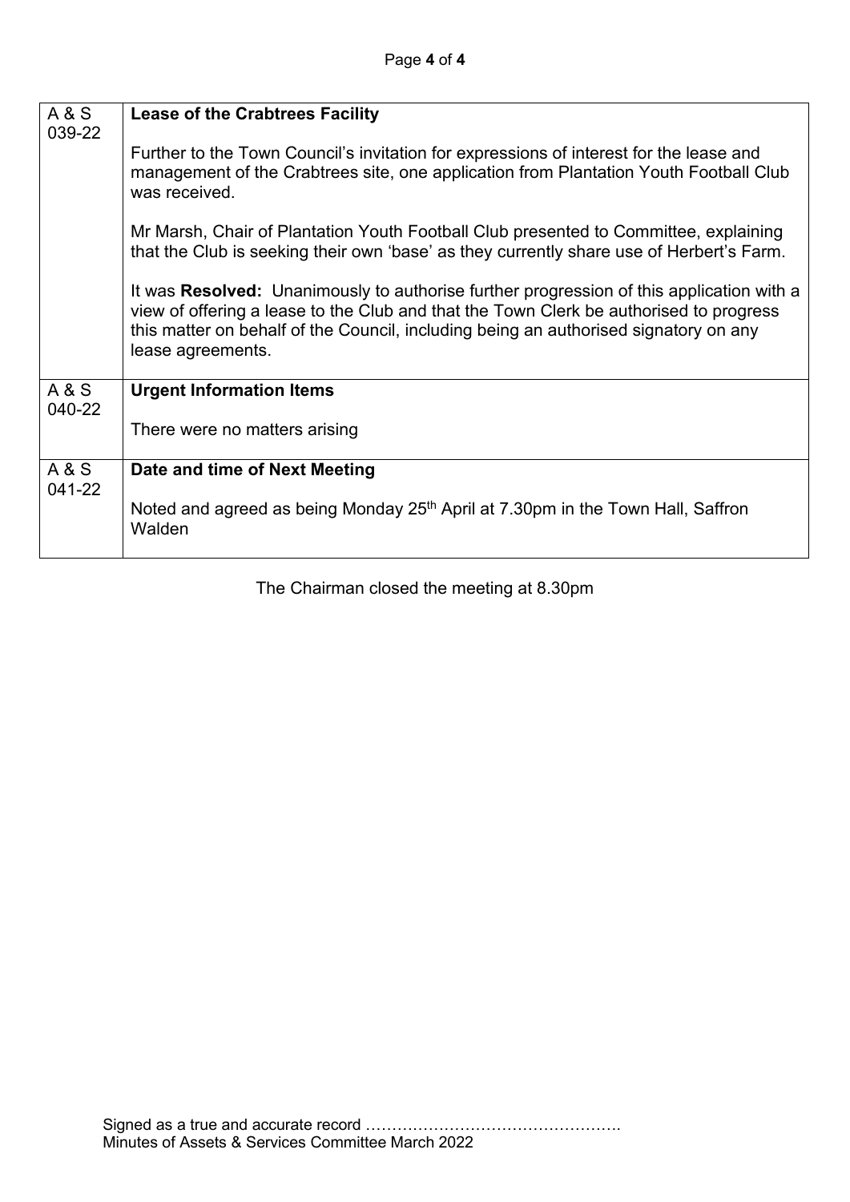| | |
|---|---|
| A & S 039-22 | **Lease of the Crabtrees Facility**<br><br>Further to the Town Council's invitation for expressions of interest for the lease and management of the Crabtrees site, one application from Plantation Youth Football Club was received.<br><br>Mr Marsh, Chair of Plantation Youth Football Club presented to Committee, explaining that the Club is seeking their own 'base' as they currently share use of Herbert's Farm.<br><br>It was **Resolved:** Unanimously to authorise further progression of this application with a view of offering a lease to the Club and that the Town Clerk be authorised to progress this matter on behalf of the Council, including being an authorised signatory on any lease agreements. |
| A & S 040-22 | **Urgent Information Items**<br><br>There were no matters arising |
| A & S 041-22 | **Date and time of Next Meeting**<br><br>Noted and agreed as being Monday 25th April at 7.30pm in the Town Hall, Saffron Walden |

The Chairman closed the meeting at 8.30pm

Signed as a true and accurate record ………………………………………….
Minutes of Assets & Services Committee March 2022